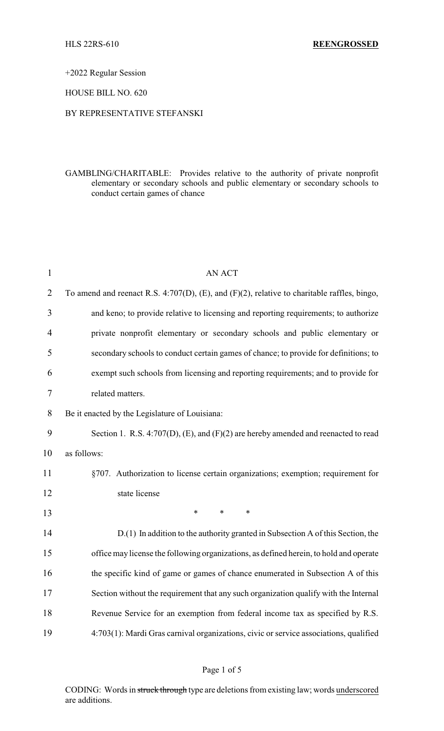HLS 22RS-610 **REENGROSSED**

2022 Regular Session

HOUSE BILL NO. 620

BY REPRESENTATIVE STEFANSKI

GAMBLING/CHARITABLE: Provides relative to the authority of private nonprofit elementary or secondary schools and public elementary or secondary schools to conduct certain games of chance

AN ACT

To amend and reenact R.S. 4:707(D), (E), and (F)(2), relative to charitable raffles, bingo, and keno; to provide relative to licensing and reporting requirements; to authorize private nonprofit elementary or secondary schools and public elementary or secondary schools to conduct certain games of chance; to provide for definitions; to exempt such schools from licensing and reporting requirements; and to provide for related matters.

Be it enacted by the Legislature of Louisiana:

Section 1. R.S. 4:707(D), (E), and (F)(2) are hereby amended and reenacted to read as follows:

§707. Authorization to license certain organizations; exemption; requirement for state license

\* \* \*

D.(1) In addition to the authority granted in Subsection A of this Section, the office may license the following organizations, as defined herein, to hold and operate the specific kind of game or games of chance enumerated in Subsection A of this Section without the requirement that any such organization qualify with the Internal Revenue Service for an exemption from federal income tax as specified by R.S. 4:703(1): Mardi Gras carnival organizations, civic or service associations, qualified

CODING: Words in ~~struck through~~ type are deletions from existing law; words <u>underscored</u> are additions.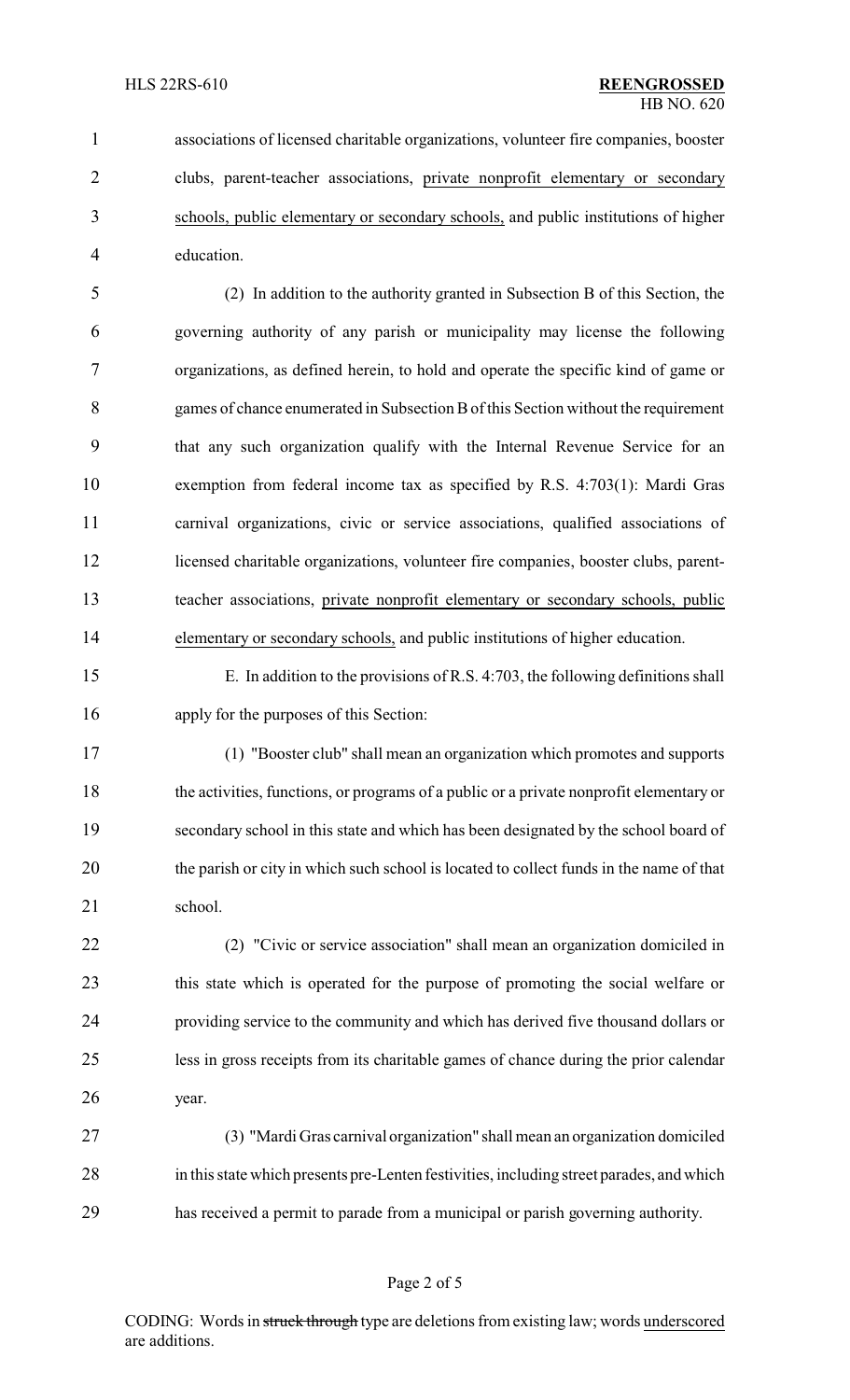associations of licensed charitable organizations, volunteer fire companies, booster clubs, parent-teacher associations, <u>private nonprofit elementary or secondary schools, public elementary or secondary schools,</u> and public institutions of higher education.

(2) In addition to the authority granted in Subsection B of this Section, the governing authority of any parish or municipality may license the following organizations, as defined herein, to hold and operate the specific kind of game or games of chance enumerated in Subsection B of this Section without the requirement that any such organization qualify with the Internal Revenue Service for an exemption from federal income tax as specified by R.S. 4:703(1): Mardi Gras carnival organizations, civic or service associations, qualified associations of licensed charitable organizations, volunteer fire companies, booster clubs, parent-teacher associations, <u>private nonprofit elementary or secondary schools, public elementary or secondary schools,</u> and public institutions of higher education.

E. In addition to the provisions of R.S. 4:703, the following definitions shall apply for the purposes of this Section:

(1) "Booster club" shall mean an organization which promotes and supports the activities, functions, or programs of a public or a private nonprofit elementary or secondary school in this state and which has been designated by the school board of the parish or city in which such school is located to collect funds in the name of that school.

(2) "Civic or service association" shall mean an organization domiciled in this state which is operated for the purpose of promoting the social welfare or providing service to the community and which has derived five thousand dollars or less in gross receipts from its charitable games of chance during the prior calendar year.

(3) "Mardi Gras carnival organization" shall mean an organization domiciled in this state which presents pre-Lenten festivities, including street parades, and which has received a permit to parade from a municipal or parish governing authority.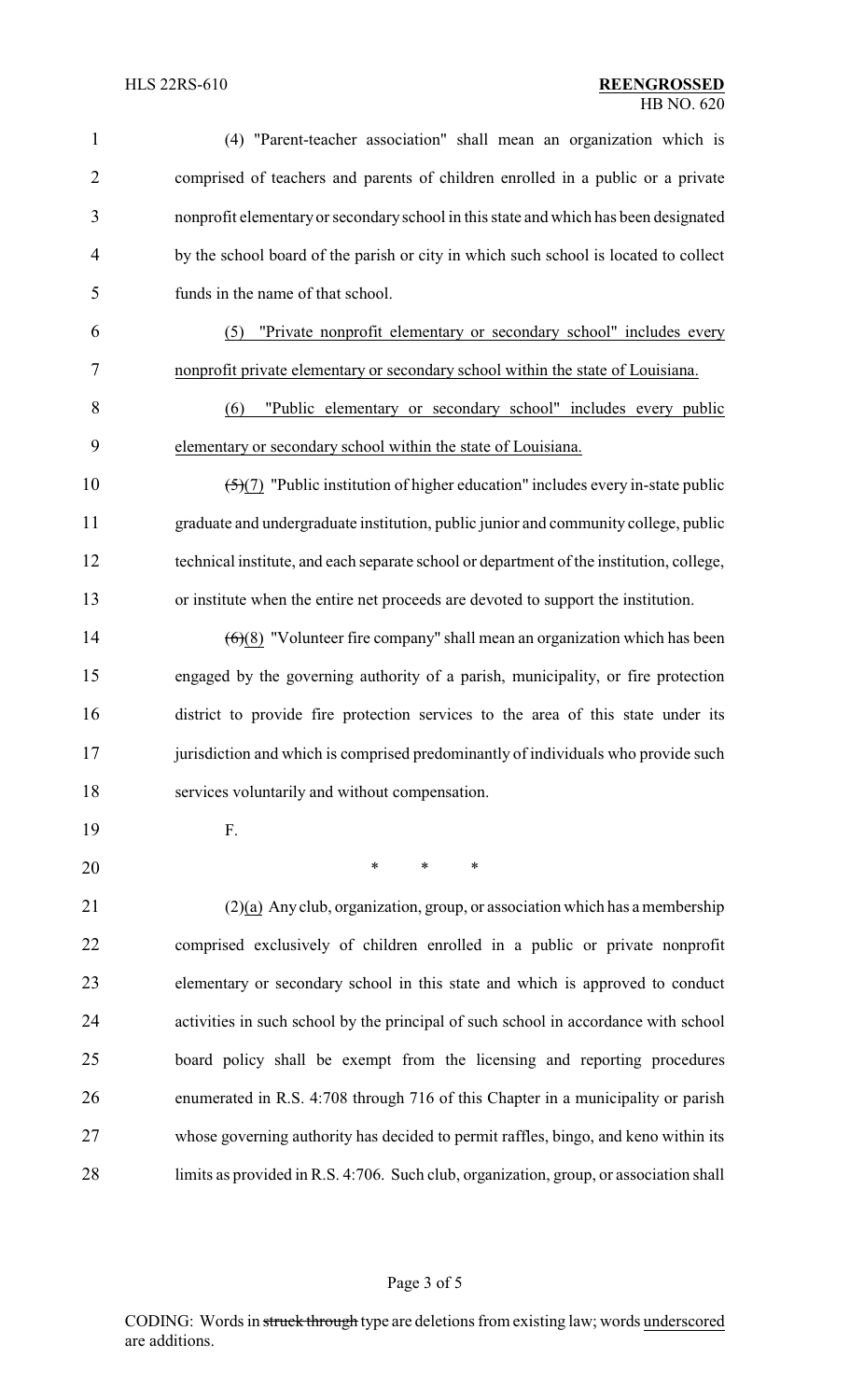(4) "Parent-teacher association" shall mean an organization which is comprised of teachers and parents of children enrolled in a public or a private nonprofit elementary or secondary school in this state and which has been designated by the school board of the parish or city in which such school is located to collect funds in the name of that school.

(5) "Private nonprofit elementary or secondary school" includes every nonprofit private elementary or secondary school within the state of Louisiana.

(6) "Public elementary or secondary school" includes every public elementary or secondary school within the state of Louisiana.

~~(5)~~(7) "Public institution of higher education" includes every in-state public graduate and undergraduate institution, public junior and community college, public technical institute, and each separate school or department of the institution, college, or institute when the entire net proceeds are devoted to support the institution.

~~(6)~~(8) "Volunteer fire company" shall mean an organization which has been engaged by the governing authority of a parish, municipality, or fire protection district to provide fire protection services to the area of this state under its jurisdiction and which is comprised predominantly of individuals who provide such services voluntarily and without compensation.

F.

\* \* \*

(2)(a) Any club, organization, group, or association which has a membership comprised exclusively of children enrolled in a public or private nonprofit elementary or secondary school in this state and which is approved to conduct activities in such school by the principal of such school in accordance with school board policy shall be exempt from the licensing and reporting procedures enumerated in R.S. 4:708 through 716 of this Chapter in a municipality or parish whose governing authority has decided to permit raffles, bingo, and keno within its limits as provided in R.S. 4:706. Such club, organization, group, or association shall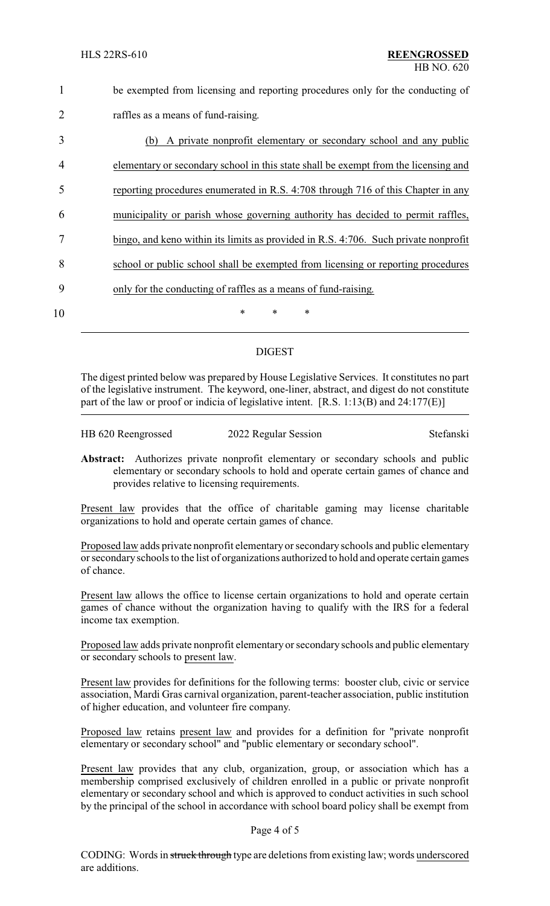be exempted from licensing and reporting procedures only for the conducting of raffles as a means of fund-raising.

(b) A private nonprofit elementary or secondary school and any public elementary or secondary school in this state shall be exempt from the licensing and reporting procedures enumerated in R.S. 4:708 through 716 of this Chapter in any municipality or parish whose governing authority has decided to permit raffles, bingo, and keno within its limits as provided in R.S. 4:706. Such private nonprofit school or public school shall be exempted from licensing or reporting procedures only for the conducting of raffles as a means of fund-raising.

\* \* \*

## DIGEST

The digest printed below was prepared by House Legislative Services. It constitutes no part of the legislative instrument. The keyword, one-liner, abstract, and digest do not constitute part of the law or proof or indicia of legislative intent. [R.S. 1:13(B) and 24:177(E)]

HB 620 Reengrossed — 2022 Regular Session — Stefanski

**Abstract:** Authorizes private nonprofit elementary or secondary schools and public elementary or secondary schools to hold and operate certain games of chance and provides relative to licensing requirements.

Present law provides that the office of charitable gaming may license charitable organizations to hold and operate certain games of chance.

Proposed law adds private nonprofit elementary or secondary schools and public elementary or secondary schools to the list of organizations authorized to hold and operate certain games of chance.

Present law allows the office to license certain organizations to hold and operate certain games of chance without the organization having to qualify with the IRS for a federal income tax exemption.

Proposed law adds private nonprofit elementary or secondary schools and public elementary or secondary schools to present law.

Present law provides for definitions for the following terms: booster club, civic or service association, Mardi Gras carnival organization, parent-teacher association, public institution of higher education, and volunteer fire company.

Proposed law retains present law and provides for a definition for "private nonprofit elementary or secondary school" and "public elementary or secondary school".

Present law provides that any club, organization, group, or association which has a membership comprised exclusively of children enrolled in a public or private nonprofit elementary or secondary school and which is approved to conduct activities in such school by the principal of the school in accordance with school board policy shall be exempt from

CODING: Words in ~~struck through~~ type are deletions from existing law; words underscored are additions.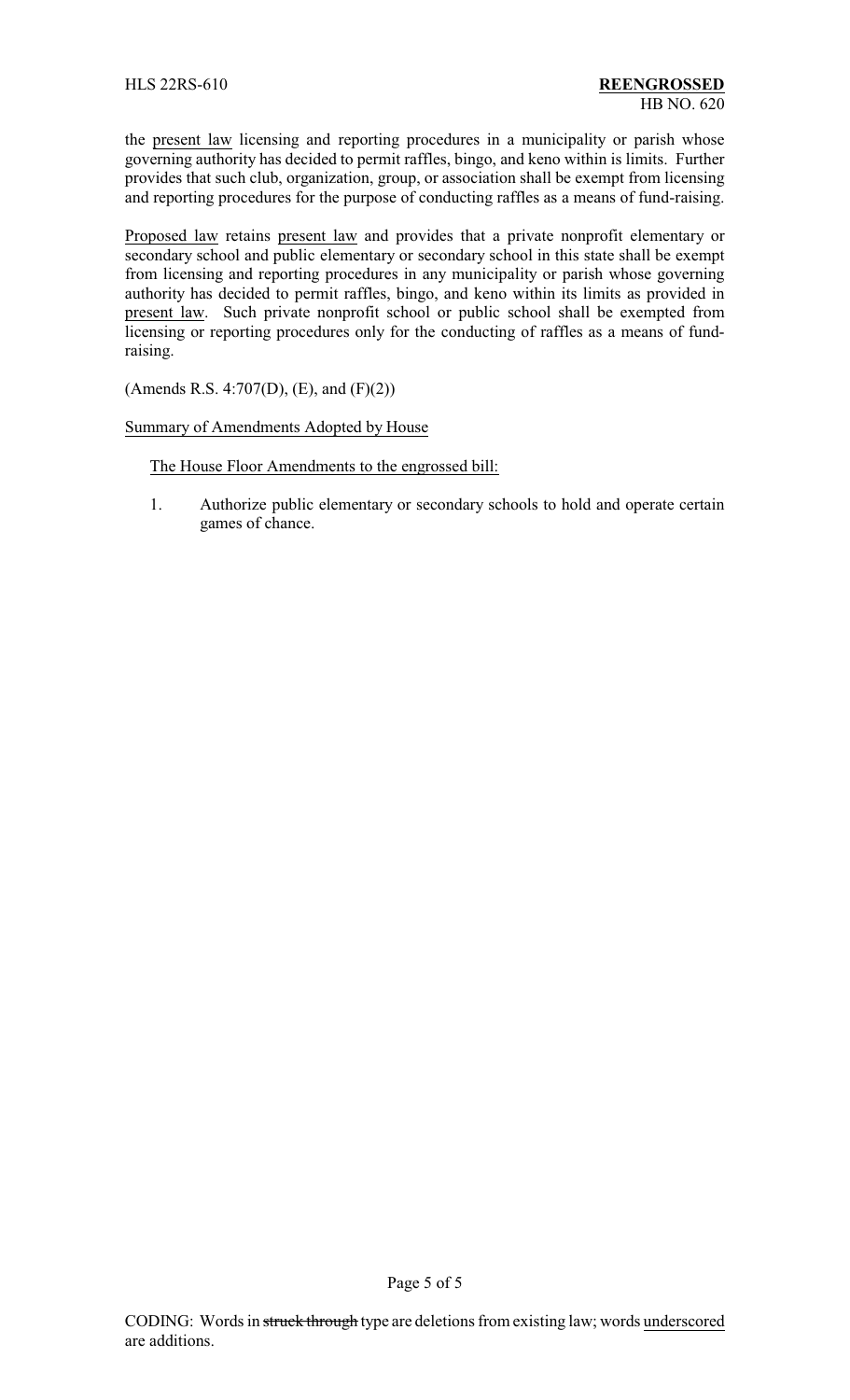the present law licensing and reporting procedures in a municipality or parish whose governing authority has decided to permit raffles, bingo, and keno within is limits. Further provides that such club, organization, group, or association shall be exempt from licensing and reporting procedures for the purpose of conducting raffles as a means of fund-raising.

Proposed law retains present law and provides that a private nonprofit elementary or secondary school and public elementary or secondary school in this state shall be exempt from licensing and reporting procedures in any municipality or parish whose governing authority has decided to permit raffles, bingo, and keno within its limits as provided in present law. Such private nonprofit school or public school shall be exempted from licensing or reporting procedures only for the conducting of raffles as a means of fund-raising.

(Amends R.S. 4:707(D), (E), and (F)(2))

Summary of Amendments Adopted by House

The House Floor Amendments to the engrossed bill:

1. Authorize public elementary or secondary schools to hold and operate certain games of chance.